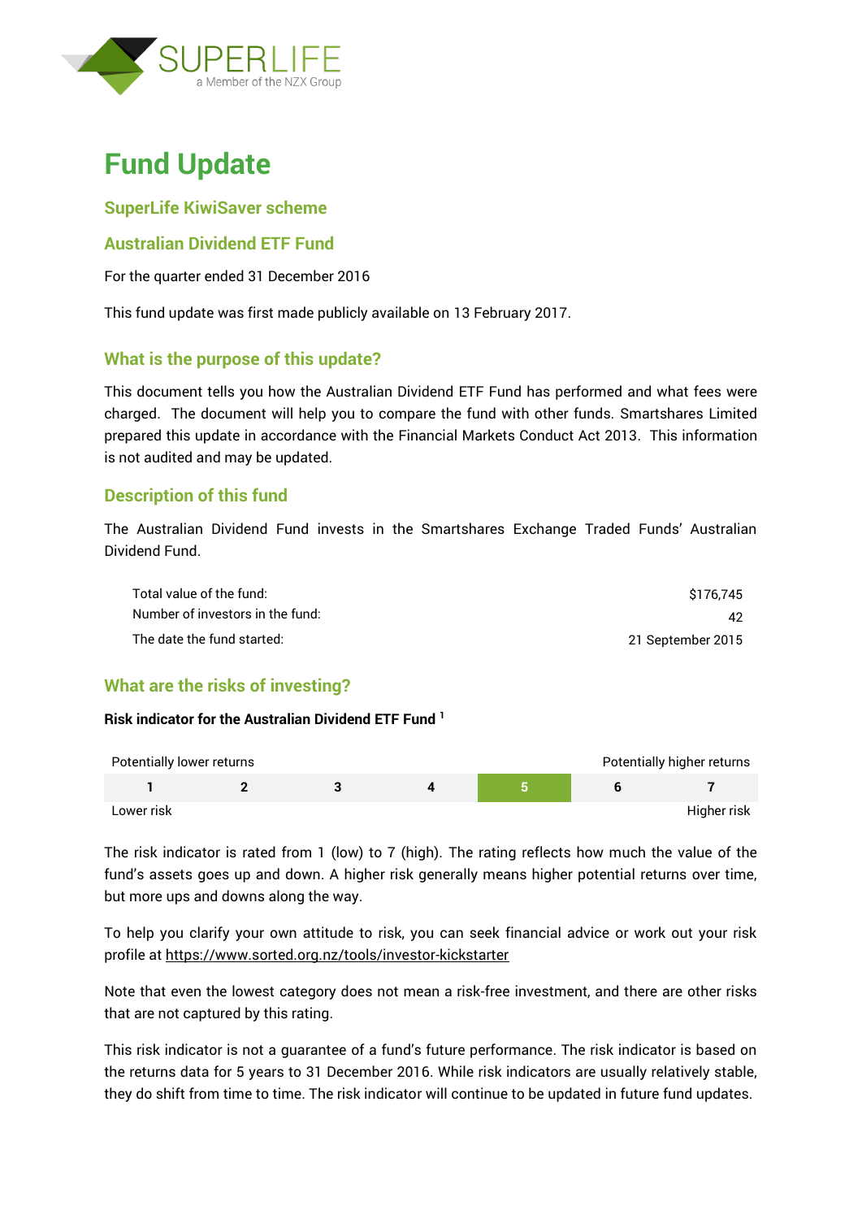SUPERLIFE
a Member of the NZX Group

# Fund Update

## SuperLife KiwiSaver scheme

## Australian Dividend ETF Fund

For the quarter ended 31 December 2016

This fund update was first made publicly available on 13 February 2017.

## What is the purpose of this update?

This document tells you how the Australian Dividend ETF Fund has performed and what fees were charged. The document will help you to compare the fund with other funds. Smartshares Limited prepared this update in accordance with the Financial Markets Conduct Act 2013. This information is not audited and may be updated.

## Description of this fund

The Australian Dividend Fund invests in the Smartshares Exchange Traded Funds' Australian Dividend Fund.

| | |
|---|---|
| Total value of the fund: | $176,745 |
| Number of investors in the fund: | 42 |
| The date the fund started: | 21 September 2015 |

## What are the risks of investing?

**Risk indicator for the Australian Dividend ETF Fund [1]**

Potentially lower returns — Potentially higher returns

| 1 | 2 | 3 | 4 | **5** | 6 | 7 |
|---|---|---|---|---|---|---|

Lower risk — Higher risk

The risk indicator is rated from 1 (low) to 7 (high). The rating reflects how much the value of the fund's assets goes up and down. A higher risk generally means higher potential returns over time, but more ups and downs along the way.

To help you clarify your own attitude to risk, you can seek financial advice or work out your risk profile at https://www.sorted.org.nz/tools/investor-kickstarter

Note that even the lowest category does not mean a risk-free investment, and there are other risks that are not captured by this rating.

This risk indicator is not a guarantee of a fund's future performance. The risk indicator is based on the returns data for 5 years to 31 December 2016. While risk indicators are usually relatively stable, they do shift from time to time. The risk indicator will continue to be updated in future fund updates.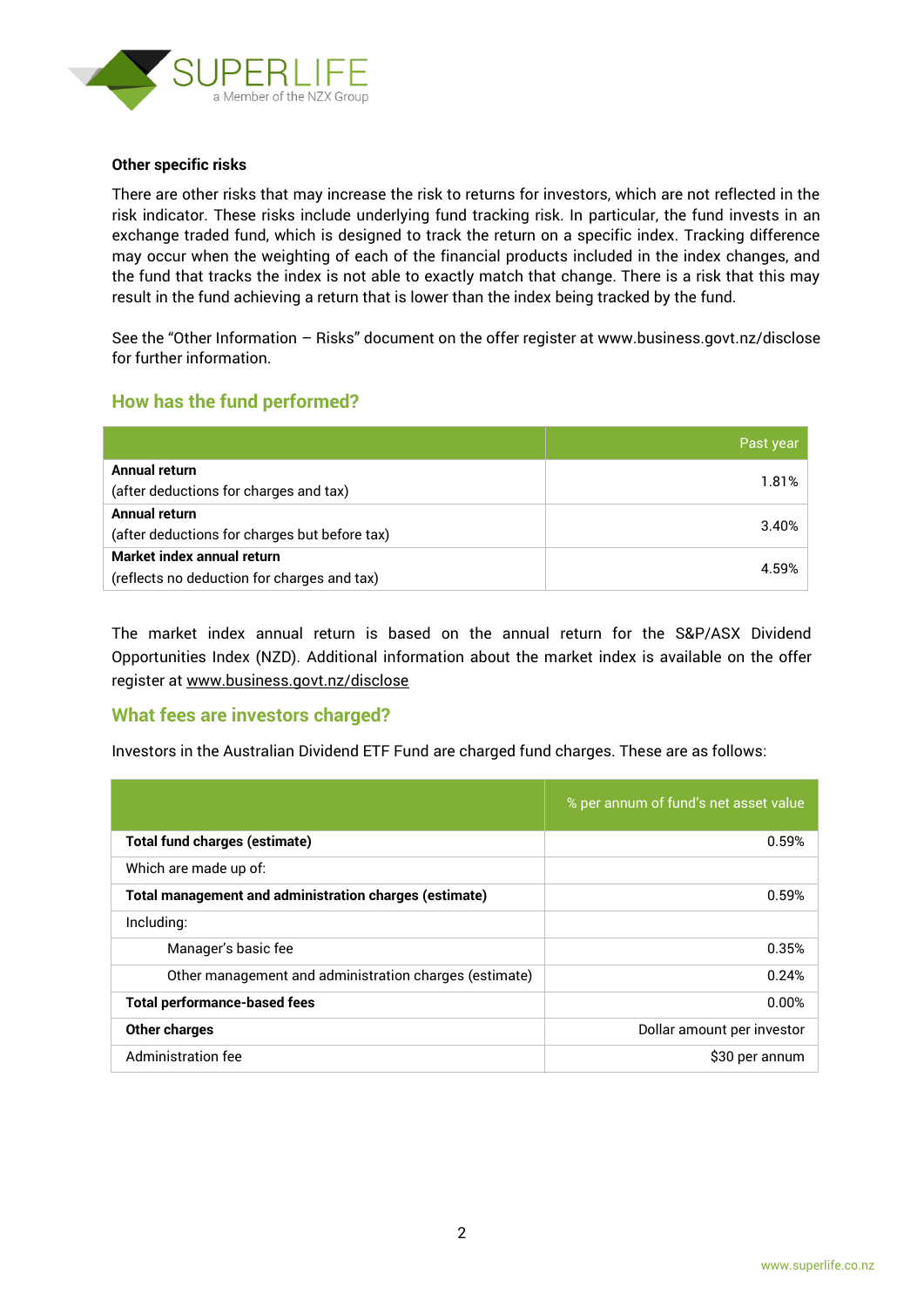**Other specific risks**

There are other risks that may increase the risk to returns for investors, which are not reflected in the risk indicator. These risks include underlying fund tracking risk. In particular, the fund invests in an exchange traded fund, which is designed to track the return on a specific index. Tracking difference may occur when the weighting of each of the financial products included in the index changes, and the fund that tracks the index is not able to exactly match that change. There is a risk that this may result in the fund achieving a return that is lower than the index being tracked by the fund.

See the "Other Information – Risks" document on the offer register at www.business.govt.nz/disclose for further information.

## How has the fund performed?

| | Past year |
|---|---|
| **Annual return**<br>(after deductions for charges and tax) | 1.81% |
| **Annual return**<br>(after deductions for charges but before tax) | 3.40% |
| **Market index annual return**<br>(reflects no deduction for charges and tax) | 4.59% |

The market index annual return is based on the annual return for the S&P/ASX Dividend Opportunities Index (NZD). Additional information about the market index is available on the offer register at www.business.govt.nz/disclose

## What fees are investors charged?

Investors in the Australian Dividend ETF Fund are charged fund charges. These are as follows:

| | % per annum of fund's net asset value |
|---|---|
| **Total fund charges (estimate)** | 0.59% |
| Which are made up of: | |
| **Total management and administration charges (estimate)** | 0.59% |
| Including: | |
| Manager's basic fee | 0.35% |
| Other management and administration charges (estimate) | 0.24% |
| **Total performance-based fees** | 0.00% |
| **Other charges** | Dollar amount per investor |
| Administration fee | $30 per annum |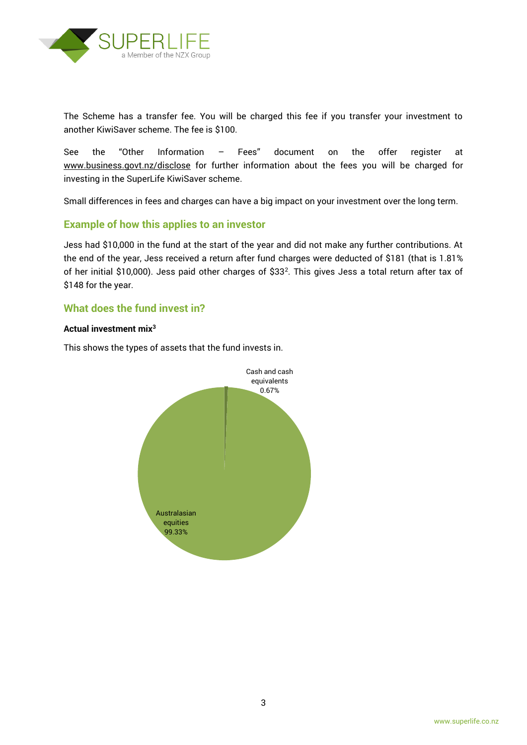The Scheme has a transfer fee. You will be charged this fee if you transfer your investment to another KiwiSaver scheme. The fee is $100.

See the "Other Information – Fees" document on the offer register at www.business.govt.nz/disclose for further information about the fees you will be charged for investing in the SuperLife KiwiSaver scheme.

Small differences in fees and charges can have a big impact on your investment over the long term.

## Example of how this applies to an investor

Jess had $10,000 in the fund at the start of the year and did not make any further contributions. At the end of the year, Jess received a return after fund charges were deducted of $181 (that is 1.81% of her initial $10,000). Jess paid other charges of $33[2]. This gives Jess a total return after tax of $148 for the year.

## What does the fund invest in?

**Actual investment mix[3]**

This shows the types of assets that the fund invests in.

Cash and cash equivalents 0.67%

Australasian equities 99.33%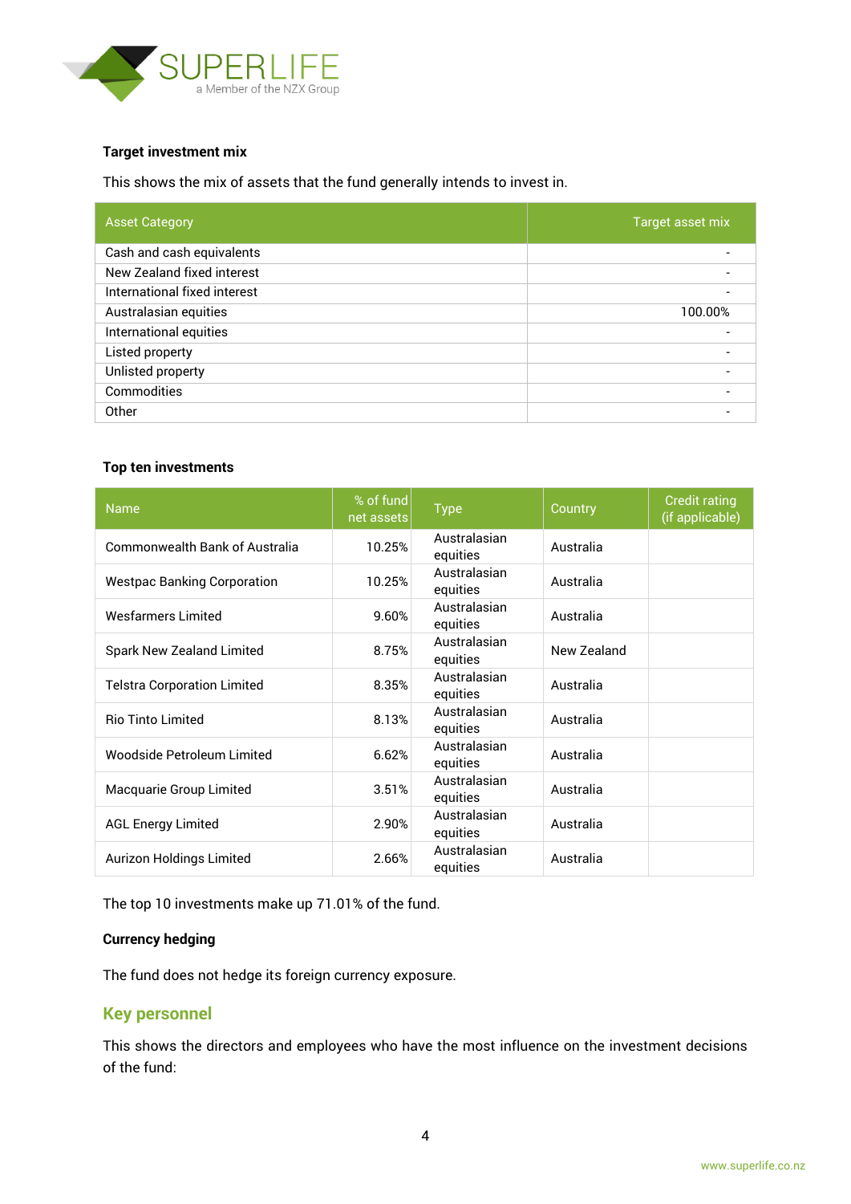### Target investment mix

This shows the mix of assets that the fund generally intends to invest in.

| Asset Category | Target asset mix |
|---|---|
| Cash and cash equivalents | - |
| New Zealand fixed interest | - |
| International fixed interest | - |
| Australasian equities | 100.00% |
| International equities | - |
| Listed property | - |
| Unlisted property | - |
| Commodities | - |
| Other | - |

### Top ten investments

| Name | % of fund net assets | Type | Country | Credit rating (if applicable) |
|---|---|---|---|---|
| Commonwealth Bank of Australia | 10.25% | Australasian equities | Australia | |
| Westpac Banking Corporation | 10.25% | Australasian equities | Australia | |
| Wesfarmers Limited | 9.60% | Australasian equities | Australia | |
| Spark New Zealand Limited | 8.75% | Australasian equities | New Zealand | |
| Telstra Corporation Limited | 8.35% | Australasian equities | Australia | |
| Rio Tinto Limited | 8.13% | Australasian equities | Australia | |
| Woodside Petroleum Limited | 6.62% | Australasian equities | Australia | |
| Macquarie Group Limited | 3.51% | Australasian equities | Australia | |
| AGL Energy Limited | 2.90% | Australasian equities | Australia | |
| Aurizon Holdings Limited | 2.66% | Australasian equities | Australia | |

The top 10 investments make up 71.01% of the fund.

### Currency hedging

The fund does not hedge its foreign currency exposure.

## Key personnel

This shows the directors and employees who have the most influence on the investment decisions of the fund: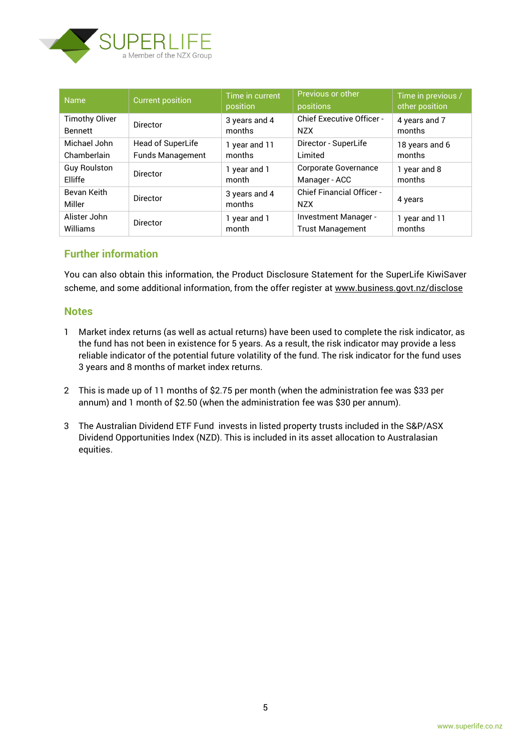| Name | Current position | Time in current position | Previous or other positions | Time in previous / other position |
|---|---|---|---|---|
| Timothy Oliver Bennett | Director | 3 years and 4 months | Chief Executive Officer - NZX | 4 years and 7 months |
| Michael John Chamberlain | Head of SuperLife Funds Management | 1 year and 11 months | Director - SuperLife Limited | 18 years and 6 months |
| Guy Roulston Elliffe | Director | 1 year and 1 month | Corporate Governance Manager - ACC | 1 year and 8 months |
| Bevan Keith Miller | Director | 3 years and 4 months | Chief Financial Officer - NZX | 4 years |
| Alister John Williams | Director | 1 year and 1 month | Investment Manager - Trust Management | 1 year and 11 months |

## Further information

You can also obtain this information, the Product Disclosure Statement for the SuperLife KiwiSaver scheme, and some additional information, from the offer register at www.business.govt.nz/disclose

## Notes

1 Market index returns (as well as actual returns) have been used to complete the risk indicator, as the fund has not been in existence for 5 years. As a result, the risk indicator may provide a less reliable indicator of the potential future volatility of the fund. The risk indicator for the fund uses 3 years and 8 months of market index returns.

2 This is made up of 11 months of $2.75 per month (when the administration fee was $33 per annum) and 1 month of $2.50 (when the administration fee was $30 per annum).

3 The Australian Dividend ETF Fund invests in listed property trusts included in the S&P/ASX Dividend Opportunities Index (NZD). This is included in its asset allocation to Australasian equities.